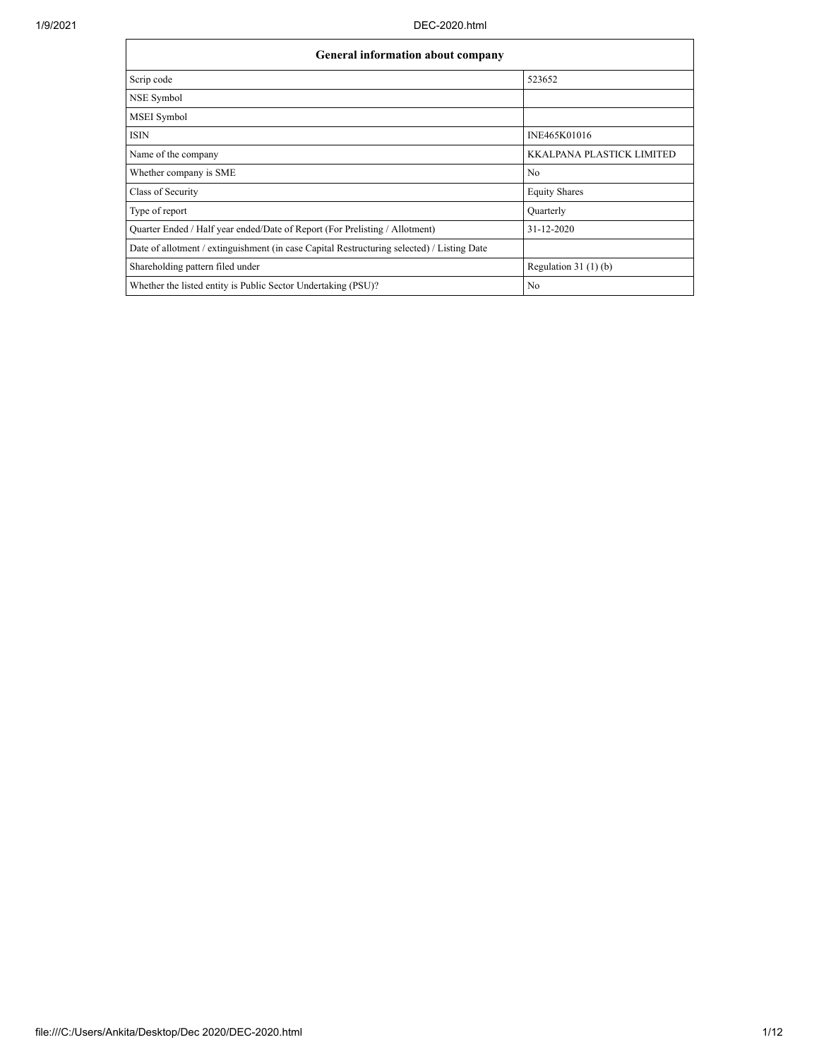| General information about company | |
| --- | --- |
| Scrip code | 523652 |
| NSE Symbol | |
| MSEI Symbol | |
| ISIN | INE465K01016 |
| Name of the company | KKALPANA PLASTICK LIMITED |
| Whether company is SME | No |
| Class of Security | Equity Shares |
| Type of report | Quarterly |
| Quarter Ended / Half year ended/Date of Report (For Prelisting / Allotment) | 31-12-2020 |
| Date of allotment / extinguishment (in case Capital Restructuring selected) / Listing Date | |
| Shareholding pattern filed under | Regulation 31 (1) (b) |
| Whether the listed entity is Public Sector Undertaking (PSU)? | No |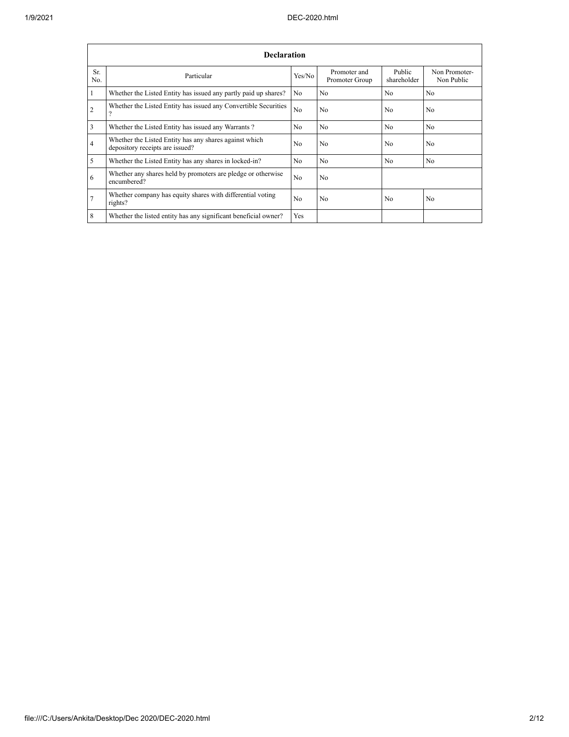| Declaration | | | | | |
|---|---|---|---|---|---|
| Sr. No. | Particular | Yes/No | Promoter and Promoter Group | Public shareholder | Non Promoter- Non Public |
| 1 | Whether the Listed Entity has issued any partly paid up shares? | No | No | No | No |
| 2 | Whether the Listed Entity has issued any Convertible Securities ? | No | No | No | No |
| 3 | Whether the Listed Entity has issued any Warrants ? | No | No | No | No |
| 4 | Whether the Listed Entity has any shares against which depository receipts are issued? | No | No | No | No |
| 5 | Whether the Listed Entity has any shares in locked-in? | No | No | No | No |
| 6 | Whether any shares held by promoters are pledge or otherwise encumbered? | No | No | | |
| 7 | Whether company has equity shares with differential voting rights? | No | No | No | No |
| 8 | Whether the listed entity has any significant beneficial owner? | Yes | | | |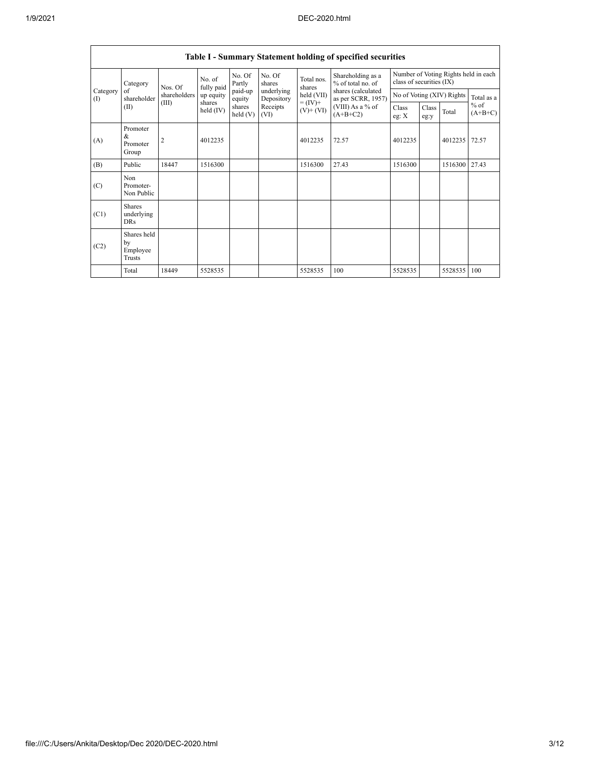| Table I - Summary Statement holding of specified securities | | | | | | | | | | | | |
|---|---|---|---|---|---|---|---|---|---|---|---|---|
| Category (I) | Category of shareholder (II) | Nos. Of shareholders (III) | No. of fully paid up equity shares held (IV) | No. Of Partly paid-up equity shares held (V) | No. Of shares underlying Depository Receipts (VI) | Total nos. shares held (VII) = (IV)+ (V)+ (VI) | Shareholding as a % of total no. of shares (calculated as per SCRR, 1957) (VIII) As a % of (A+B+C2) | Number of Voting Rights held in each class of securities (IX) | | | |
| | | | | | | | | No of Voting (XIV) Rights | | | Total as a % of (A+B+C) |
| | | | | | | | | Class eg: X | Class eg:y | Total | |
| (A) | Promoter & Promoter Group | 2 | 4012235 | | | 4012235 | 72.57 | 4012235 | | 4012235 | 72.57 |
| (B) | Public | 18447 | 1516300 | | | 1516300 | 27.43 | 1516300 | | 1516300 | 27.43 |
| (C) | Non Promoter- Non Public | | | | | | | | | | |
| (C1) | Shares underlying DRs | | | | | | | | | | |
| (C2) | Shares held by Employee Trusts | | | | | | | | | | |
| | Total | 18449 | 5528535 | | | 5528535 | 100 | 5528535 | | 5528535 | 100 |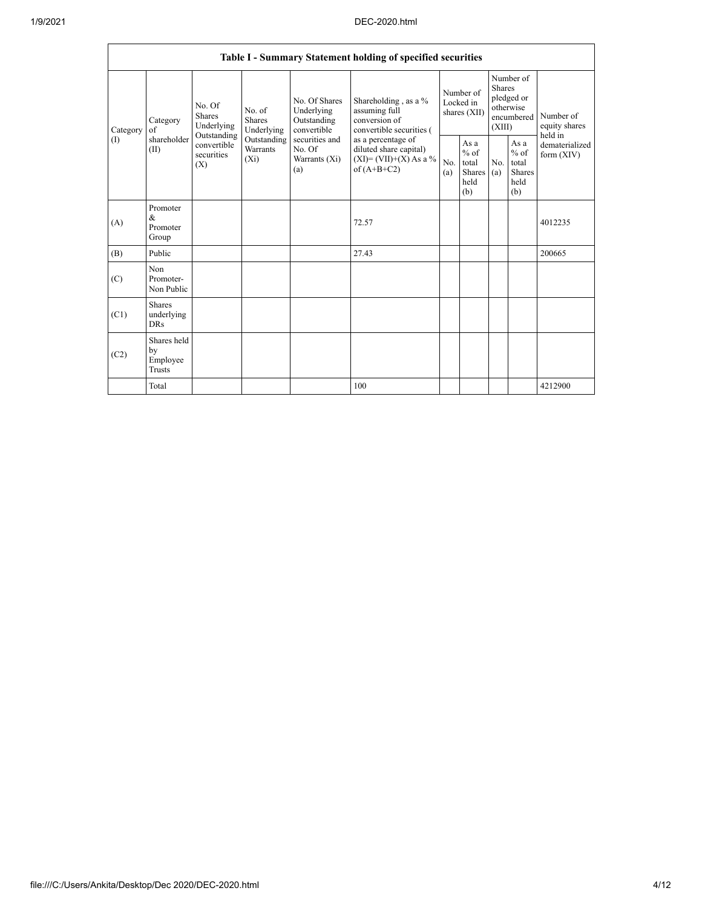| Table I - Summary Statement holding of specified securities | | | | | | | | | | | |
|---|---|---|---|---|---|---|---|---|---|---|---|
| Category (I) | Category of shareholder (II) | No. Of Shares Underlying Outstanding convertible securities (X) | No. of Shares Underlying Outstanding Warrants (Xi) | No. Of Shares Underlying Outstanding convertible securities and No. Of Warrants (Xi) (a) | Shareholding , as a % assuming full conversion of convertible securities ( as a percentage of diluted share capital) (XI)= (VII)+(X) As a % of (A+B+C2) | Number of Locked in shares (XII) | | Number of Shares pledged or otherwise encumbered (XIII) | | Number of equity shares held in dematerialized form (XIV) |
| | | | | | | No. (a) | As a % of total Shares held (b) | No. (a) | As a % of total Shares held (b) | |
| (A) | Promoter & Promoter Group | | | | 72.57 | | | | | 4012235 |
| (B) | Public | | | | 27.43 | | | | | 200665 |
| (C) | Non Promoter- Non Public | | | | | | | | | |
| (C1) | Shares underlying DRs | | | | | | | | | |
| (C2) | Shares held by Employee Trusts | | | | | | | | | |
| | Total | | | | 100 | | | | | 4212900 |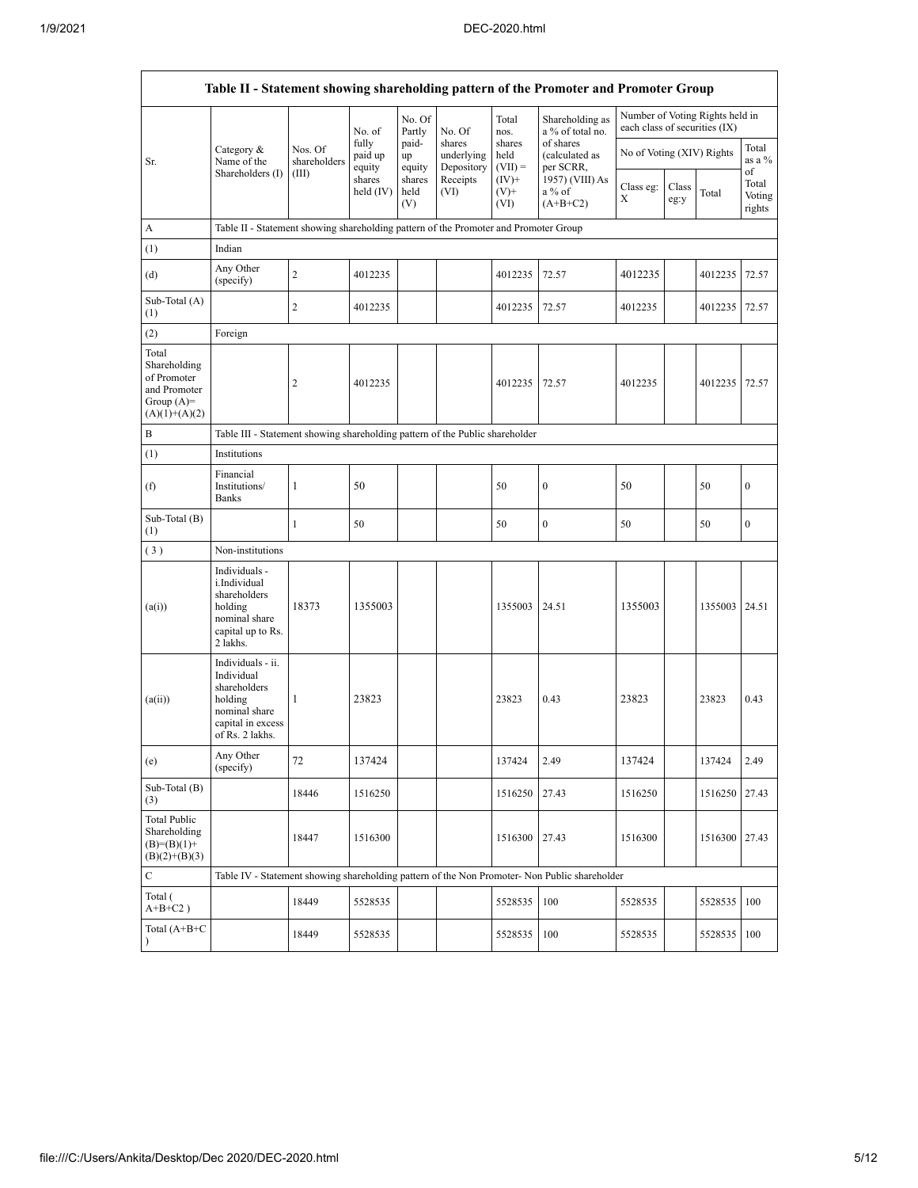| Table II - Statement showing shareholding pattern of the Promoter and Promoter Group | | | | | | | | | | | |
|---|---|---|---|---|---|---|---|---|---|---|---|
| Sr. | Category & Name of the Shareholders (I) | Nos. Of shareholders (III) | No. of fully paid up equity shares held (IV) | No. Of Partly paid-up equity shares held (V) | No. Of shares underlying Depository Receipts (VI) | Total nos. shares held (VII) = (IV)+ (V)+ (VI) | Shareholding as a % of total no. of shares (calculated as per SCRR, 1957) (VIII) As a % of (A+B+C2) | Number of Voting Rights held in each class of securities (IX) | | | |
| | | | | | | | | No of Voting (XIV) Rights | | | Total as a % of Total Voting rights |
| | | | | | | | | Class eg: X | Class eg:y | Total | |
| A | Table II - Statement showing shareholding pattern of the Promoter and Promoter Group | | | | | | | | | | |
| (1) | Indian | | | | | | | | | | |
| (d) | Any Other (specify) | 2 | 4012235 | | | 4012235 | 72.57 | 4012235 | | 4012235 | 72.57 |
| Sub-Total (A)(1) | | 2 | 4012235 | | | 4012235 | 72.57 | 4012235 | | 4012235 | 72.57 |
| (2) | Foreign | | | | | | | | | | |
| Total Shareholding of Promoter and Promoter Group (A)=(A)(1)+(A)(2) | | 2 | 4012235 | | | 4012235 | 72.57 | 4012235 | | 4012235 | 72.57 |
| B | Table III - Statement showing shareholding pattern of the Public shareholder | | | | | | | | | | |
| (1) | Institutions | | | | | | | | | | |
| (f) | Financial Institutions/ Banks | 1 | 50 | | | 50 | 0 | 50 | | 50 | 0 |
| Sub-Total (B)(1) | | 1 | 50 | | | 50 | 0 | 50 | | 50 | 0 |
| (3) | Non-institutions | | | | | | | | | | |
| (a(i)) | Individuals - i.Individual shareholders holding nominal share capital up to Rs. 2 lakhs. | 18373 | 1355003 | | | 1355003 | 24.51 | 1355003 | | 1355003 | 24.51 |
| (a(ii)) | Individuals - ii. Individual shareholders holding nominal share capital in excess of Rs. 2 lakhs. | 1 | 23823 | | | 23823 | 0.43 | 23823 | | 23823 | 0.43 |
| (e) | Any Other (specify) | 72 | 137424 | | | 137424 | 2.49 | 137424 | | 137424 | 2.49 |
| Sub-Total (B)(3) | | 18446 | 1516250 | | | 1516250 | 27.43 | 1516250 | | 1516250 | 27.43 |
| Total Public Shareholding (B)=(B)(1)+(B)(2)+(B)(3) | | 18447 | 1516300 | | | 1516300 | 27.43 | 1516300 | | 1516300 | 27.43 |
| C | Table IV - Statement showing shareholding pattern of the Non Promoter- Non Public shareholder | | | | | | | | | | |
| Total ( A+B+C2 ) | | 18449 | 5528535 | | | 5528535 | 100 | 5528535 | | 5528535 | 100 |
| Total (A+B+C ) | | 18449 | 5528535 | | | 5528535 | 100 | 5528535 | | 5528535 | 100 |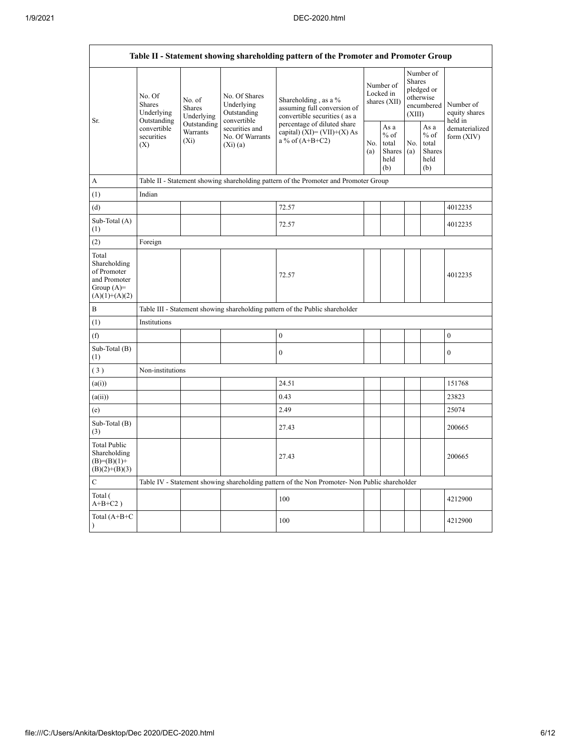| Table II - Statement showing shareholding pattern of the Promoter and Promoter Group | | | | | | | | | |
|---|---|---|---|---|---|---|---|---|---|
| Sr. | No. Of Shares Underlying Outstanding convertible securities (X) | No. of Shares Underlying Outstanding Warrants (Xi) | No. Of Shares Underlying Outstanding convertible securities and No. Of Warrants (Xi) (a) | Shareholding , as a % assuming full conversion of convertible securities ( as a percentage of diluted share capital) (XI)= (VII)+(X) As a % of (A+B+C2) | Number of Locked in shares (XII) | | Number of Shares pledged or otherwise encumbered (XIII) | | Number of equity shares held in dematerialized form (XIV) |
| | | | | | No. (a) | As a % of total Shares held (b) | No. (a) | As a % of total Shares held (b) | |
| A | Table II - Statement showing shareholding pattern of the Promoter and Promoter Group | | | | | | | | |
| (1) | Indian | | | | | | | | |
| (d) | | | | 72.57 | | | | | 4012235 |
| Sub-Total (A) (1) | | | | 72.57 | | | | | 4012235 |
| (2) | Foreign | | | | | | | | |
| Total Shareholding of Promoter and Promoter Group (A)= (A)(1)+(A)(2) | | | | 72.57 | | | | | 4012235 |
| B | Table III - Statement showing shareholding pattern of the Public shareholder | | | | | | | | |
| (1) | Institutions | | | | | | | | |
| (f) | | | | 0 | | | | | 0 |
| Sub-Total (B) (1) | | | | 0 | | | | | 0 |
| ( 3 ) | Non-institutions | | | | | | | | |
| (a(i)) | | | | 24.51 | | | | | 151768 |
| (a(ii)) | | | | 0.43 | | | | | 23823 |
| (e) | | | | 2.49 | | | | | 25074 |
| Sub-Total (B) (3) | | | | 27.43 | | | | | 200665 |
| Total Public Shareholding (B)=(B)(1)+(B)(2)+(B)(3) | | | | 27.43 | | | | | 200665 |
| C | Table IV - Statement showing shareholding pattern of the Non Promoter- Non Public shareholder | | | | | | | | |
| Total ( A+B+C2 ) | | | | 100 | | | | | 4212900 |
| Total (A+B+C ) | | | | 100 | | | | | 4212900 |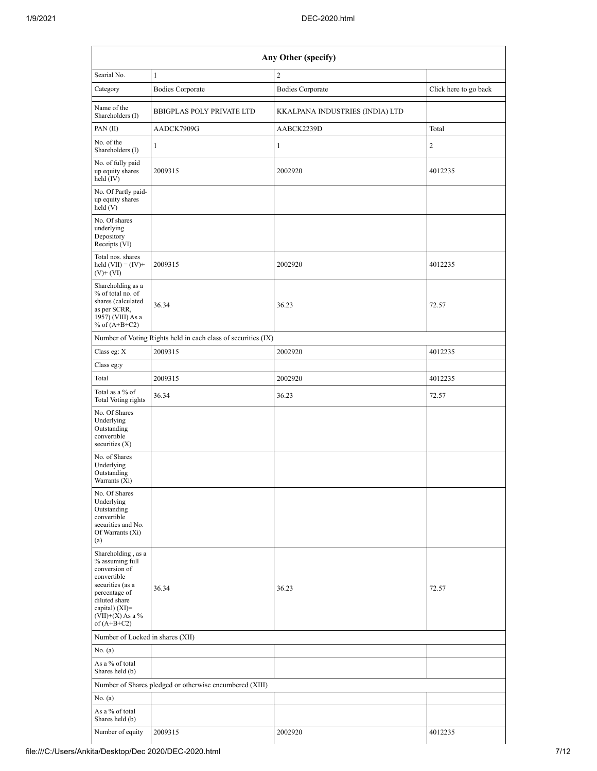| Any Other (specify) | | | |
|---|---|---|---|
| Searial No. | 1 | 2 | |
| Category | Bodies Corporate | Bodies Corporate | Click here to go back |
| Name of the Shareholders (I) | BBIGPLAS POLY PRIVATE LTD | KKALPANA INDUSTRIES (INDIA) LTD | |
| PAN (II) | AADCK7909G | AABCK2239D | Total |
| No. of the Shareholders (I) | 1 | 1 | 2 |
| No. of fully paid up equity shares held (IV) | 2009315 | 2002920 | 4012235 |
| No. Of Partly paid-up equity shares held (V) | | | |
| No. Of shares underlying Depository Receipts (VI) | | | |
| Total nos. shares held (VII) = (IV)+ (V)+ (VI) | 2009315 | 2002920 | 4012235 |
| Shareholding as a % of total no. of shares (calculated as per SCRR, 1957) (VIII) As a % of (A+B+C2) | 36.34 | 36.23 | 72.57 |
| Number of Voting Rights held in each class of securities (IX) | | | |
| Class eg: X | 2009315 | 2002920 | 4012235 |
| Class eg:y | | | |
| Total | 2009315 | 2002920 | 4012235 |
| Total as a % of Total Voting rights | 36.34 | 36.23 | 72.57 |
| No. Of Shares Underlying Outstanding convertible securities (X) | | | |
| No. of Shares Underlying Outstanding Warrants (Xi) | | | |
| No. Of Shares Underlying Outstanding convertible securities and No. Of Warrants (Xi) (a) | | | |
| Shareholding , as a % assuming full conversion of convertible securities (as a percentage of diluted share capital) (XI)= (VII)+(X) As a % of (A+B+C2) | 36.34 | 36.23 | 72.57 |
| Number of Locked in shares (XII) | | | |
| No. (a) | | | |
| As a % of total Shares held (b) | | | |
| Number of Shares pledged or otherwise encumbered (XIII) | | | |
| No. (a) | | | |
| As a % of total Shares held (b) | | | |
| Number of equity | 2009315 | 2002920 | 4012235 |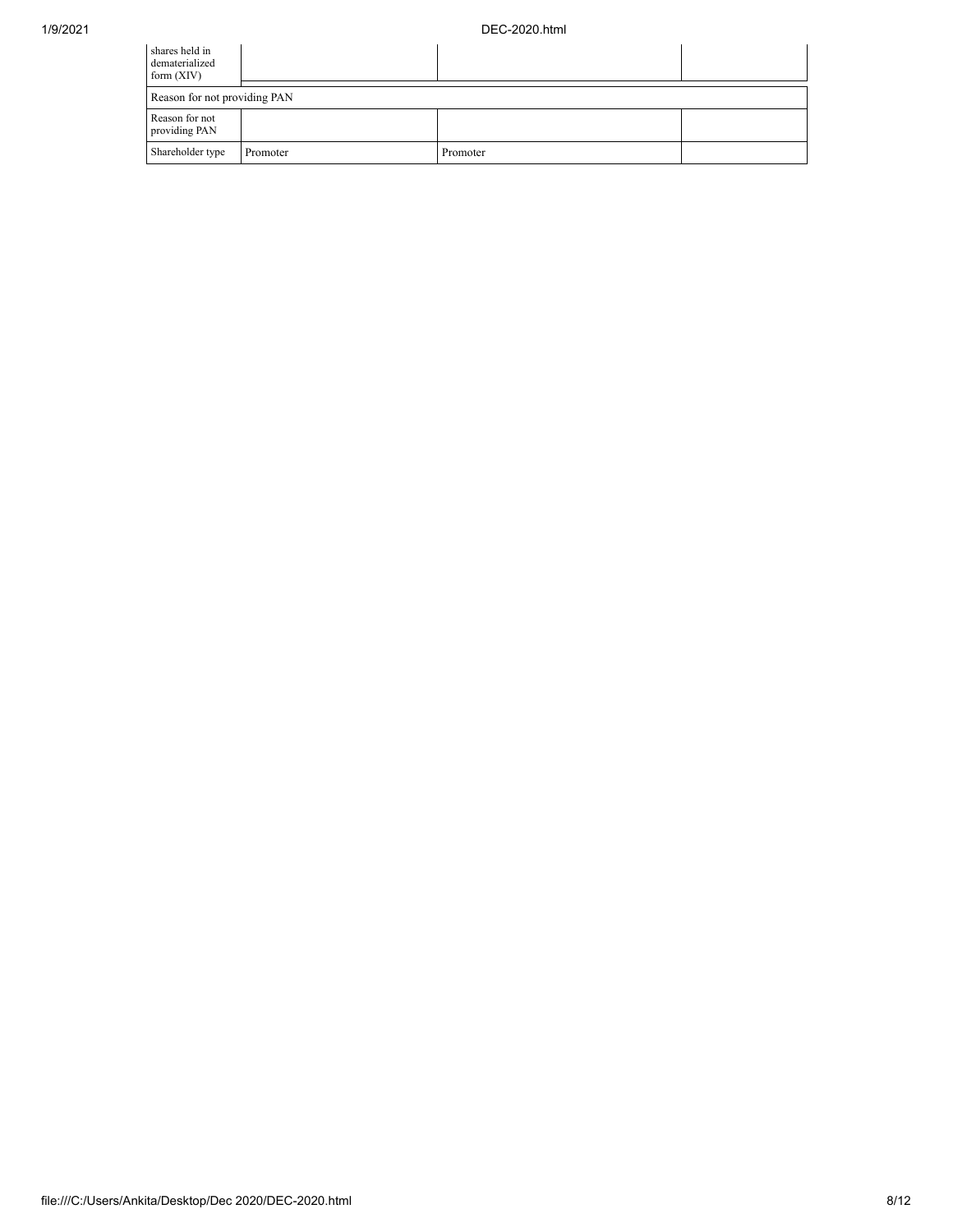| | | | |
|---|---|---|---|
| shares held in dematerialized form (XIV) | | | |
| Reason for not providing PAN | | | |
| Reason for not providing PAN | | | |
| Shareholder type | Promoter | Promoter | |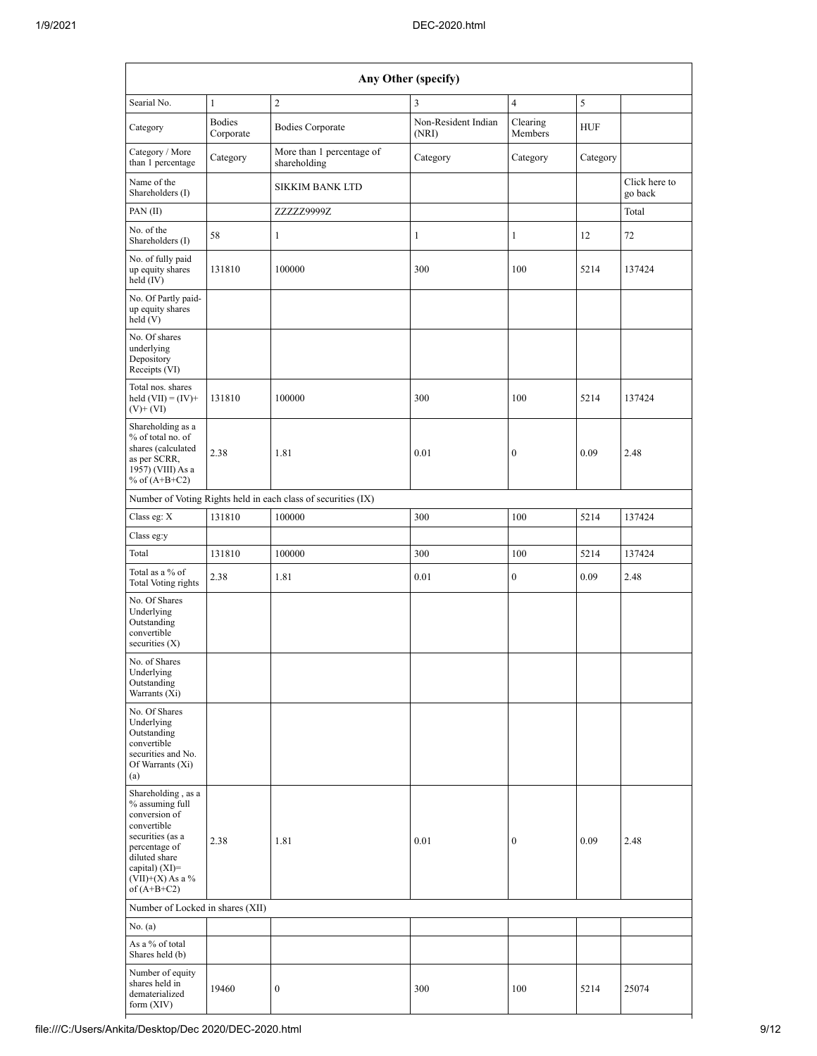| Any Other (specify) | | | | | | |
|---|---|---|---|---|---|---|
| Searial No. | 1 | 2 | 3 | 4 | 5 | |
| Category | Bodies Corporate | Bodies Corporate | Non-Resident Indian (NRI) | Clearing Members | HUF | |
| Category / More than 1 percentage | Category | More than 1 percentage of shareholding | Category | Category | Category | |
| Name of the Shareholders (I) | | SIKKIM BANK LTD | | | | Click here to go back |
| PAN (II) | | ZZZZZ9999Z | | | | Total |
| No. of the Shareholders (I) | 58 | 1 | 1 | 1 | 12 | 72 |
| No. of fully paid up equity shares held (IV) | 131810 | 100000 | 300 | 100 | 5214 | 137424 |
| No. Of Partly paid-up equity shares held (V) | | | | | | |
| No. Of shares underlying Depository Receipts (VI) | | | | | | |
| Total nos. shares held (VII) = (IV)+(V)+ (VI) | 131810 | 100000 | 300 | 100 | 5214 | 137424 |
| Shareholding as a % of total no. of shares (calculated as per SCRR, 1957) (VIII) As a % of (A+B+C2) | 2.38 | 1.81 | 0.01 | 0 | 0.09 | 2.48 |
| Number of Voting Rights held in each class of securities (IX) | | | | | | |
| Class eg: X | 131810 | 100000 | 300 | 100 | 5214 | 137424 |
| Class eg:y | | | | | | |
| Total | 131810 | 100000 | 300 | 100 | 5214 | 137424 |
| Total as a % of Total Voting rights | 2.38 | 1.81 | 0.01 | 0 | 0.09 | 2.48 |
| No. Of Shares Underlying Outstanding convertible securities (X) | | | | | | |
| No. of Shares Underlying Outstanding Warrants (Xi) | | | | | | |
| No. Of Shares Underlying Outstanding convertible securities and No. Of Warrants (Xi) (a) | | | | | | |
| Shareholding , as a % assuming full conversion of convertible securities (as a percentage of diluted share capital) (XI)= (VII)+(X) As a % of (A+B+C2) | 2.38 | 1.81 | 0.01 | 0 | 0.09 | 2.48 |
| Number of Locked in shares (XII) | | | | | | |
| No. (a) | | | | | | |
| As a % of total Shares held (b) | | | | | | |
| Number of equity shares held in dematerialized form (XIV) | 19460 | 0 | 300 | 100 | 5214 | 25074 |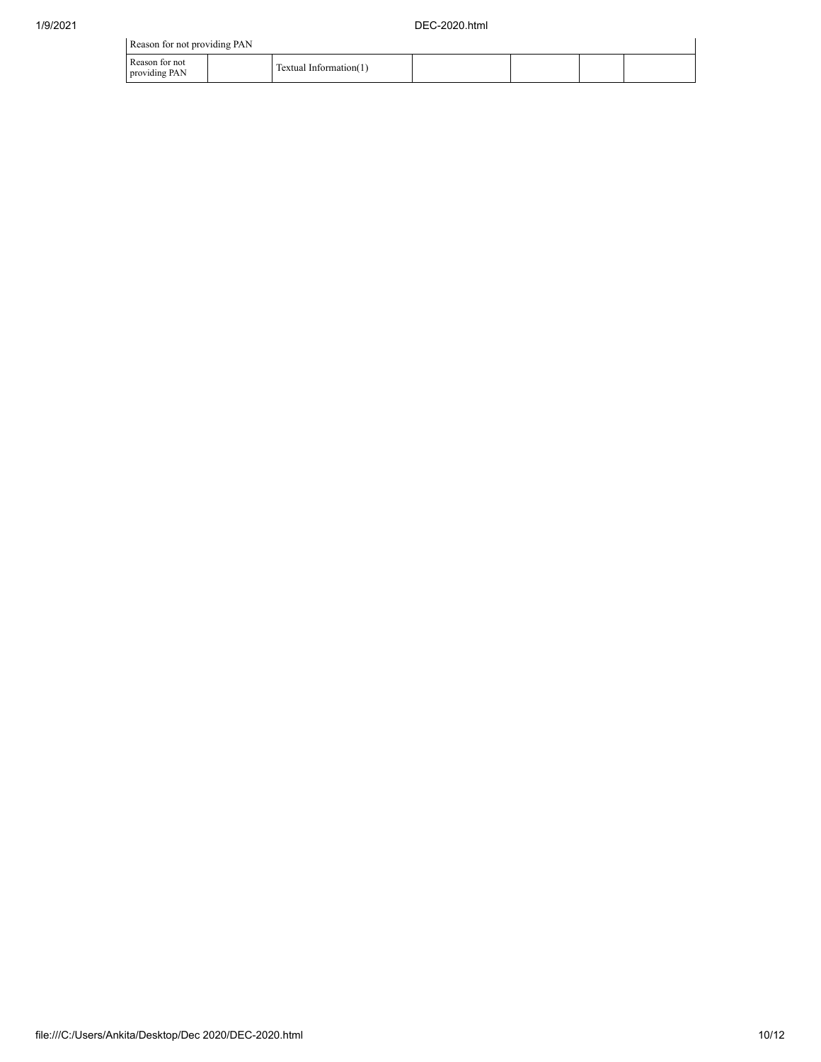| Reason for not providing PAN | | | | | | |
|---|---|---|---|---|---|---|
| Reason for not providing PAN | | Textual Information(1) | | | | |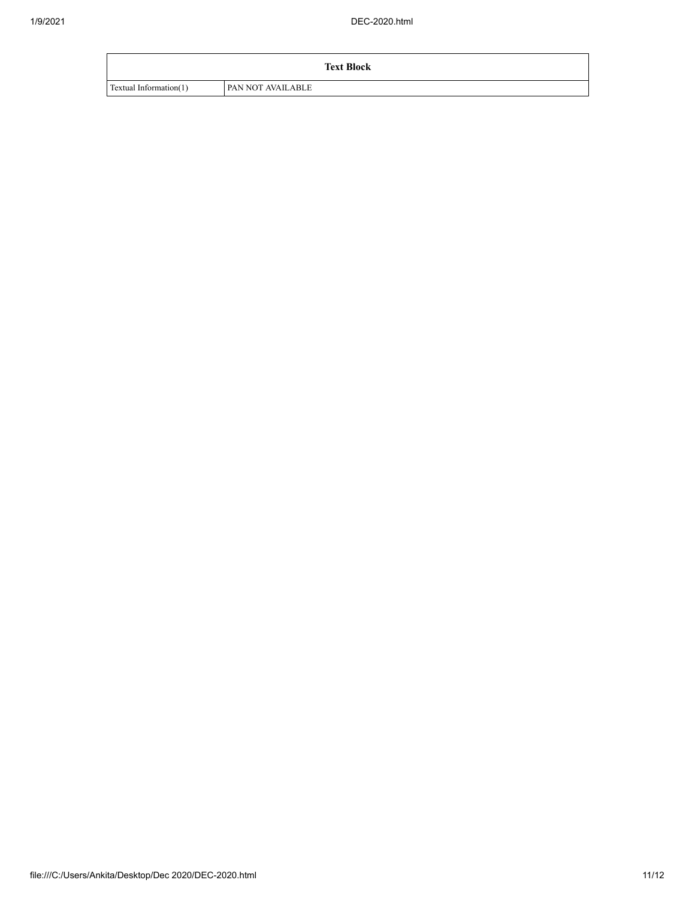| Text Block | |
| --- | --- |
| Textual Information(1) | PAN NOT AVAILABLE |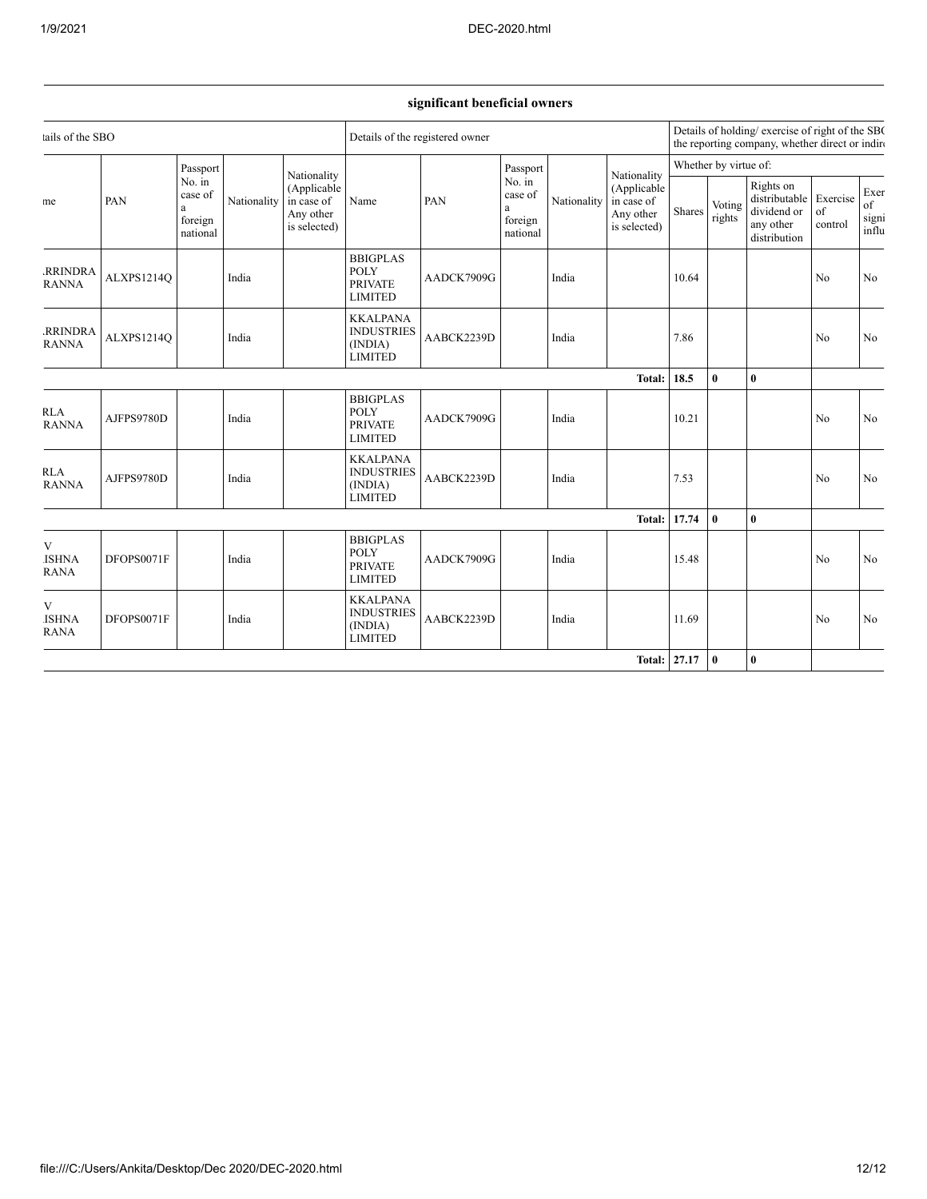## significant beneficial owners

| tails of the SBO | | | | | Details of the registered owner | | | | | Details of holding/ exercise of right of the SBO the reporting company, whether direct or indir | | | | |
|---|---|---|---|---|---|---|---|---|---|---|---|---|---|---|
| | | | | | | | | | | Whether by virtue of: | | | | |
| me | PAN | Passport No. in case of a foreign national | Nationality | Nationality (Applicable in case of Any other is selected) | Name | PAN | Passport No. in case of a foreign national | Nationality | Nationality (Applicable in case of Any other is selected) | Shares | Voting rights | Rights on distributable dividend or any other distribution | Exercise of control | Exer of signi influ |
| .RRINDRA RANNA | ALXPS1214Q | | India | | BBIGPLAS POLY PRIVATE LIMITED | AADCK7909G | | India | | 10.64 | | | No | No |
| .RRINDRA RANNA | ALXPS1214Q | | India | | KKALPANA INDUSTRIES (INDIA) LIMITED | AABCK2239D | | India | | 7.86 | | | No | No |
| | | | | | | | | | **Total:** | **18.5** | **0** | **0** | | |
| RLA RANNA | AJFPS9780D | | India | | BBIGPLAS POLY PRIVATE LIMITED | AADCK7909G | | India | | 10.21 | | | No | No |
| RLA RANNA | AJFPS9780D | | India | | KKALPANA INDUSTRIES (INDIA) LIMITED | AABCK2239D | | India | | 7.53 | | | No | No |
| | | | | | | | | | **Total:** | **17.74** | **0** | **0** | | |
| V .ISHNA RANA | DFOPS0071F | | India | | BBIGPLAS POLY PRIVATE LIMITED | AADCK7909G | | India | | 15.48 | | | No | No |
| V .ISHNA RANA | DFOPS0071F | | India | | KKALPANA INDUSTRIES (INDIA) LIMITED | AABCK2239D | | India | | 11.69 | | | No | No |
| | | | | | | | | | **Total:** | **27.17** | **0** | **0** | | |